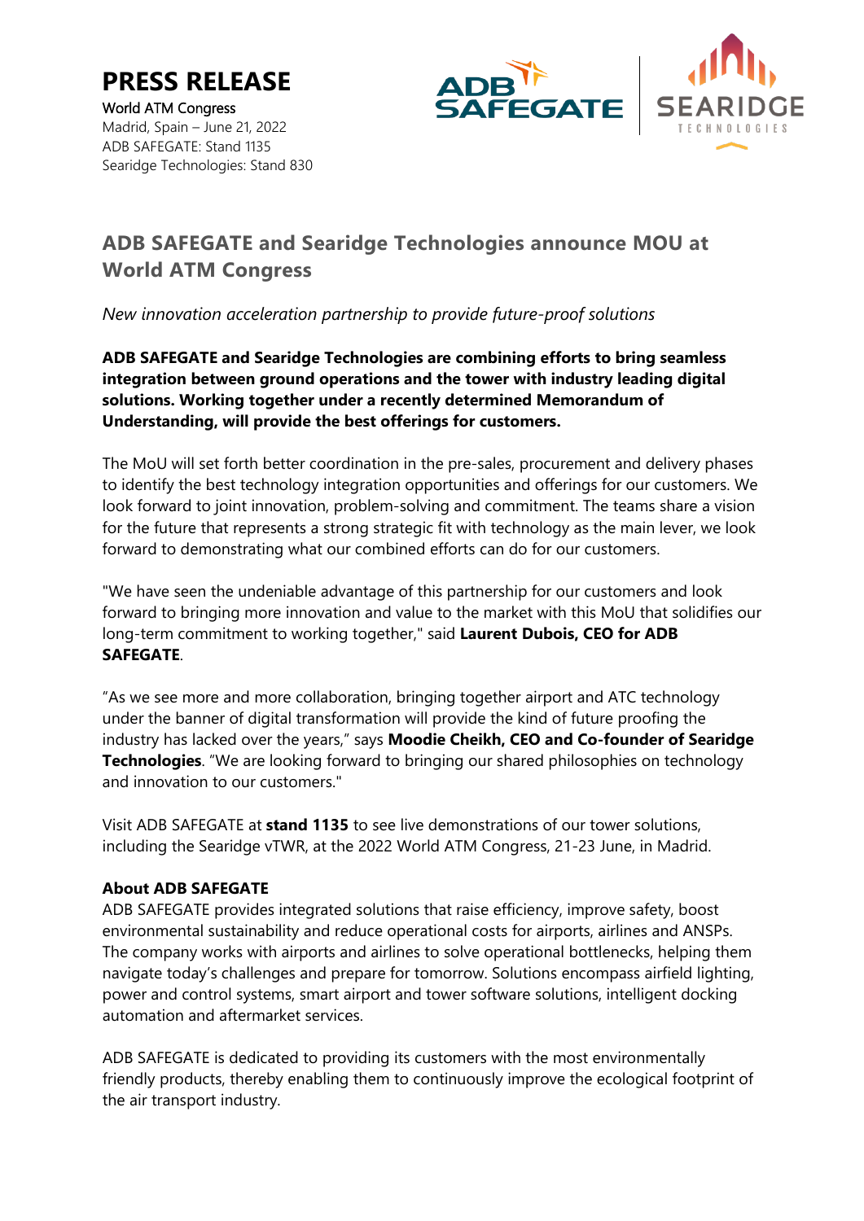# PRESS RELEASE

World ATM Congress
Madrid, Spain – June 21, 2022
ADB SAFEGATE: Stand 1135
Searidge Technologies: Stand 830

## ADB SAFEGATE and Searidge Technologies announce MOU at World ATM Congress

*New innovation acceleration partnership to provide future-proof solutions*

**ADB SAFEGATE and Searidge Technologies are combining efforts to bring seamless integration between ground operations and the tower with industry leading digital solutions. Working together under a recently determined Memorandum of Understanding, will provide the best offerings for customers.**

The MoU will set forth better coordination in the pre-sales, procurement and delivery phases to identify the best technology integration opportunities and offerings for our customers. We look forward to joint innovation, problem-solving and commitment. The teams share a vision for the future that represents a strong strategic fit with technology as the main lever, we look forward to demonstrating what our combined efforts can do for our customers.

"We have seen the undeniable advantage of this partnership for our customers and look forward to bringing more innovation and value to the market with this MoU that solidifies our long-term commitment to working together," said **Laurent Dubois, CEO for ADB SAFEGATE**.

"As we see more and more collaboration, bringing together airport and ATC technology under the banner of digital transformation will provide the kind of future proofing the industry has lacked over the years," says **Moodie Cheikh, CEO and Co-founder of Searidge Technologies**. "We are looking forward to bringing our shared philosophies on technology and innovation to our customers."

Visit ADB SAFEGATE at **stand 1135** to see live demonstrations of our tower solutions, including the Searidge vTWR, at the 2022 World ATM Congress, 21-23 June, in Madrid.

### About ADB SAFEGATE

ADB SAFEGATE provides integrated solutions that raise efficiency, improve safety, boost environmental sustainability and reduce operational costs for airports, airlines and ANSPs. The company works with airports and airlines to solve operational bottlenecks, helping them navigate today's challenges and prepare for tomorrow. Solutions encompass airfield lighting, power and control systems, smart airport and tower software solutions, intelligent docking automation and aftermarket services.

ADB SAFEGATE is dedicated to providing its customers with the most environmentally friendly products, thereby enabling them to continuously improve the ecological footprint of the air transport industry.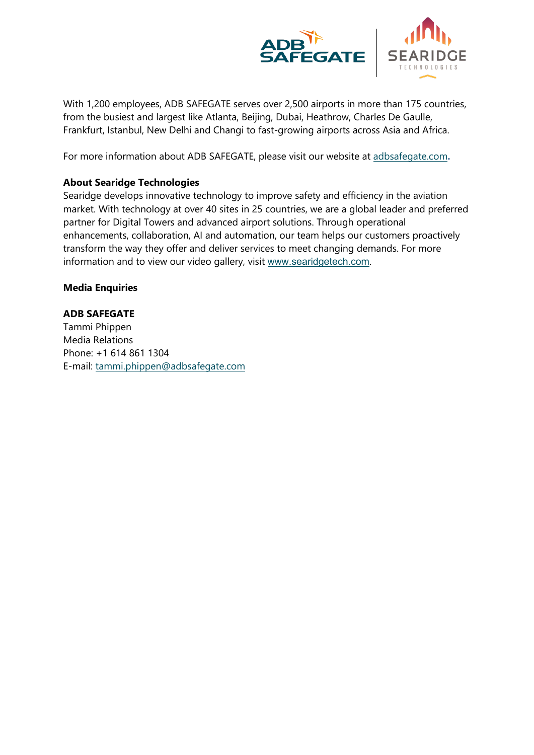With 1,200 employees, ADB SAFEGATE serves over 2,500 airports in more than 175 countries, from the busiest and largest like Atlanta, Beijing, Dubai, Heathrow, Charles De Gaulle, Frankfurt, Istanbul, New Delhi and Changi to fast-growing airports across Asia and Africa.

For more information about ADB SAFEGATE, please visit our website at [adbsafegate.com](adbsafegate.com).

**About Searidge Technologies**
Searidge develops innovative technology to improve safety and efficiency in the aviation market. With technology at over 40 sites in 25 countries, we are a global leader and preferred partner for Digital Towers and advanced airport solutions. Through operational enhancements, collaboration, AI and automation, our team helps our customers proactively transform the way they offer and deliver services to meet changing demands. For more information and to view our video gallery, visit [www.searidgetech.com](www.searidgetech.com).

**Media Enquiries**

**ADB SAFEGATE**
Tammi Phippen
Media Relations
Phone: +1 614 861 1304
E-mail: [tammi.phippen@adbsafegate.com](mailto:tammi.phippen@adbsafegate.com)